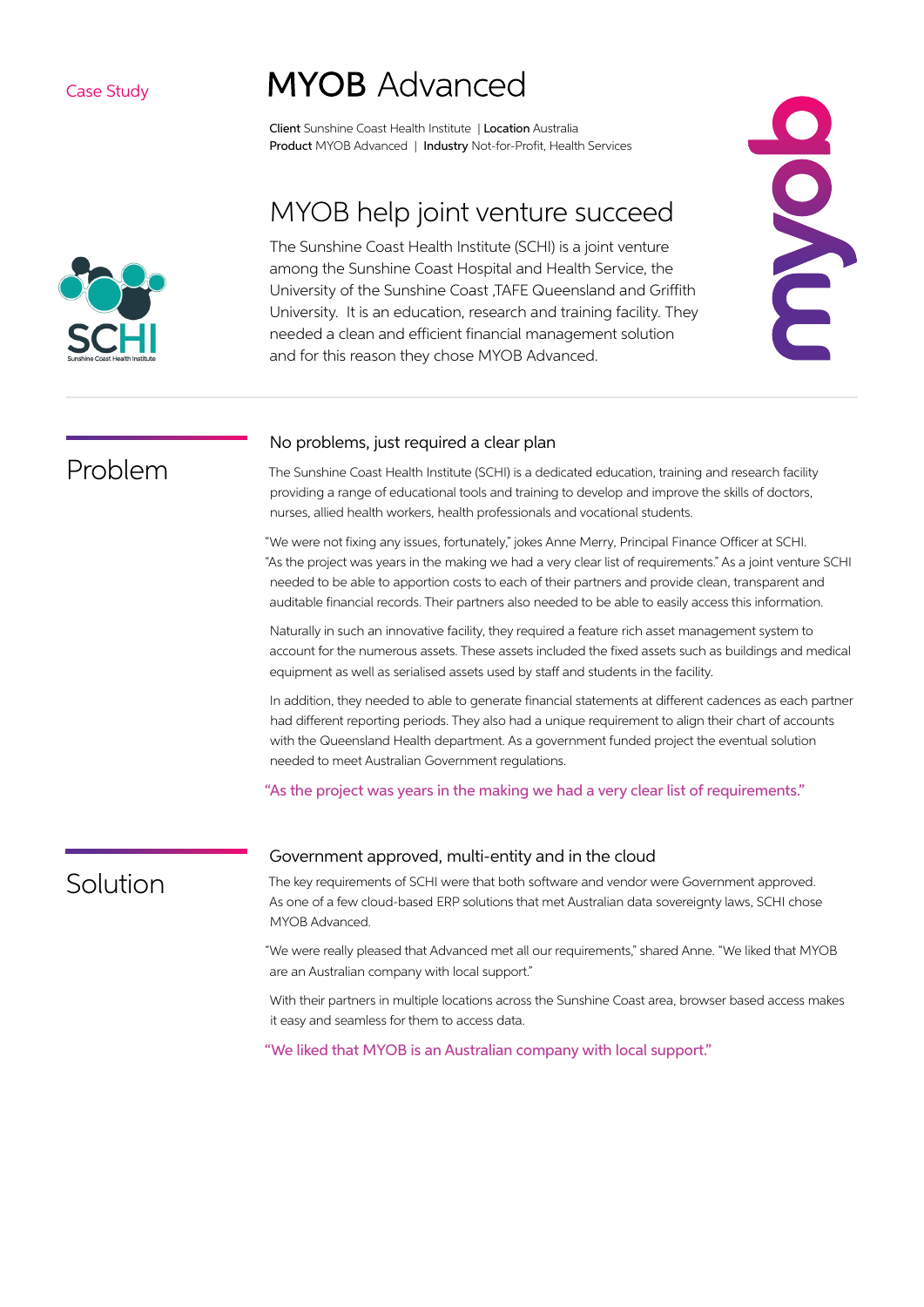Case Study

# MYOB Advanced

**Client** Sunshine Coast Health Institute | **Location** Australia
**Product** MYOB Advanced | **Industry** Not-for-Profit, Health Services

## MYOB help joint venture succeed

The Sunshine Coast Health Institute (SCHI) is a joint venture among the Sunshine Coast Hospital and Health Service, the University of the Sunshine Coast ,TAFE Queensland and Griffith University. It is an education, research and training facility. They needed a clean and efficient financial management solution and for this reason they chose MYOB Advanced.

## Problem

### No problems, just required a clear plan

The Sunshine Coast Health Institute (SCHI) is a dedicated education, training and research facility providing a range of educational tools and training to develop and improve the skills of doctors, nurses, allied health workers, health professionals and vocational students.

"We were not fixing any issues, fortunately," jokes Anne Merry, Principal Finance Officer at SCHI. "As the project was years in the making we had a very clear list of requirements." As a joint venture SCHI needed to be able to apportion costs to each of their partners and provide clean, transparent and auditable financial records. Their partners also needed to be able to easily access this information.

Naturally in such an innovative facility, they required a feature rich asset management system to account for the numerous assets. These assets included the fixed assets such as buildings and medical equipment as well as serialised assets used by staff and students in the facility.

In addition, they needed to able to generate financial statements at different cadences as each partner had different reporting periods. They also had a unique requirement to align their chart of accounts with the Queensland Health department. As a government funded project the eventual solution needed to meet Australian Government regulations.

"As the project was years in the making we had a very clear list of requirements."

## Solution

### Government approved, multi-entity and in the cloud

The key requirements of SCHI were that both software and vendor were Government approved. As one of a few cloud-based ERP solutions that met Australian data sovereignty laws, SCHI chose MYOB Advanced.

"We were really pleased that Advanced met all our requirements," shared Anne. "We liked that MYOB are an Australian company with local support."

With their partners in multiple locations across the Sunshine Coast area, browser based access makes it easy and seamless for them to access data.

"We liked that MYOB is an Australian company with local support."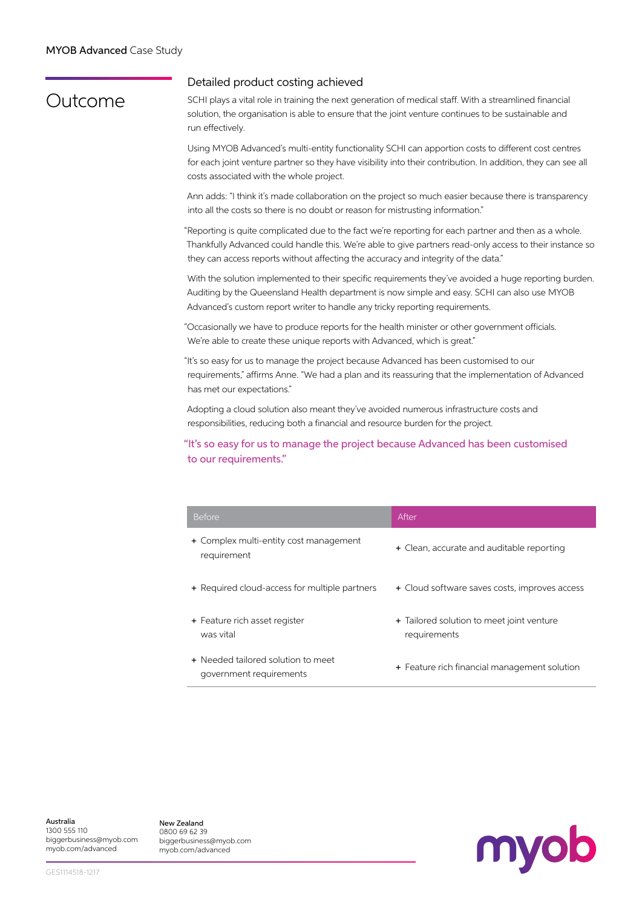# Outcome

## Detailed product costing achieved

SCHI plays a vital role in training the next generation of medical staff. With a streamlined financial solution, the organisation is able to ensure that the joint venture continues to be sustainable and run effectively.

Using MYOB Advanced's multi-entity functionality SCHI can apportion costs to different cost centres for each joint venture partner so they have visibility into their contribution. In addition, they can see all costs associated with the whole project.

Ann adds: "I think it's made collaboration on the project so much easier because there is transparency into all the costs so there is no doubt or reason for mistrusting information."

"Reporting is quite complicated due to the fact we're reporting for each partner and then as a whole. Thankfully Advanced could handle this. We're able to give partners read-only access to their instance so they can access reports without affecting the accuracy and integrity of the data."

With the solution implemented to their specific requirements they've avoided a huge reporting burden. Auditing by the Queensland Health department is now simple and easy. SCHI can also use MYOB Advanced's custom report writer to handle any tricky reporting requirements.

"Occasionally we have to produce reports for the health minister or other government officials. We're able to create these unique reports with Advanced, which is great."

"It's so easy for us to manage the project because Advanced has been customised to our requirements," affirms Anne. "We had a plan and its reassuring that the implementation of Advanced has met our expectations."

Adopting a cloud solution also meant they've avoided numerous infrastructure costs and responsibilities, reducing both a financial and resource burden for the project.

"It's so easy for us to manage the project because Advanced has been customised to our requirements."

| Before | After |
|---|---|
| + Complex multi-entity cost management requirement | + Clean, accurate and auditable reporting |
| + Required cloud-access for multiple partners | + Cloud software saves costs, improves access |
| + Feature rich asset register was vital | + Tailored solution to meet joint venture requirements |
| + Needed tailored solution to meet government requirements | + Feature rich financial management solution |

**Australia**
1300 555 110
biggerbusiness@myob.com
myob.com/advanced

**New Zealand**
0800 69 62 39
biggerbusiness@myob.com
myob.com/advanced

myob

GES1114518-1217